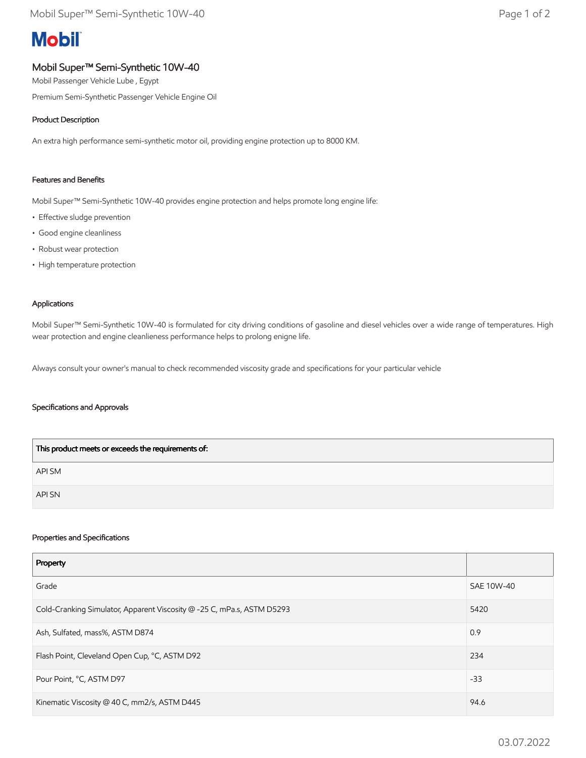**Mobil**

# Mobil Super™ Semi-Synthetic 10W-40

Mobil Passenger Vehicle Lube , Egypt

Premium Semi-Synthetic Passenger Vehicle Engine Oil

## Product Description

An extra high performance semi-synthetic motor oil, providing engine protection up to 8000 KM.

## Features and Benefits

Mobil Super™ Semi-Synthetic 10W-40 provides engine protection and helps promote long engine life:

- Effective sludge prevention
- Good engine cleanliness
- Robust wear protection
- High temperature protection

## Applications

Mobil Super™ Semi-Synthetic 10W-40 is formulated for city driving conditions of gasoline and diesel vehicles over a wide range of temperatures. High wear protection and engine cleanliness performance helps to prolong enigne life.

Always consult your owner's manual to check recommended viscosity grade and specifications for your particular vehicle

## Specifications and Approvals

| This product meets or exceeds the requirements of: |
|---|
| API SM |
| API SN |

## Properties and Specifications

| Property | |
|---|---|
| Grade | SAE 10W-40 |
| Cold-Cranking Simulator, Apparent Viscosity @ -25 C, mPa.s, ASTM D5293 | 5420 |
| Ash, Sulfated, mass%, ASTM D874 | 0.9 |
| Flash Point, Cleveland Open Cup, °C, ASTM D92 | 234 |
| Pour Point, °C, ASTM D97 | -33 |
| Kinematic Viscosity @ 40 C, mm2/s, ASTM D445 | 94.6 |

03.07.2022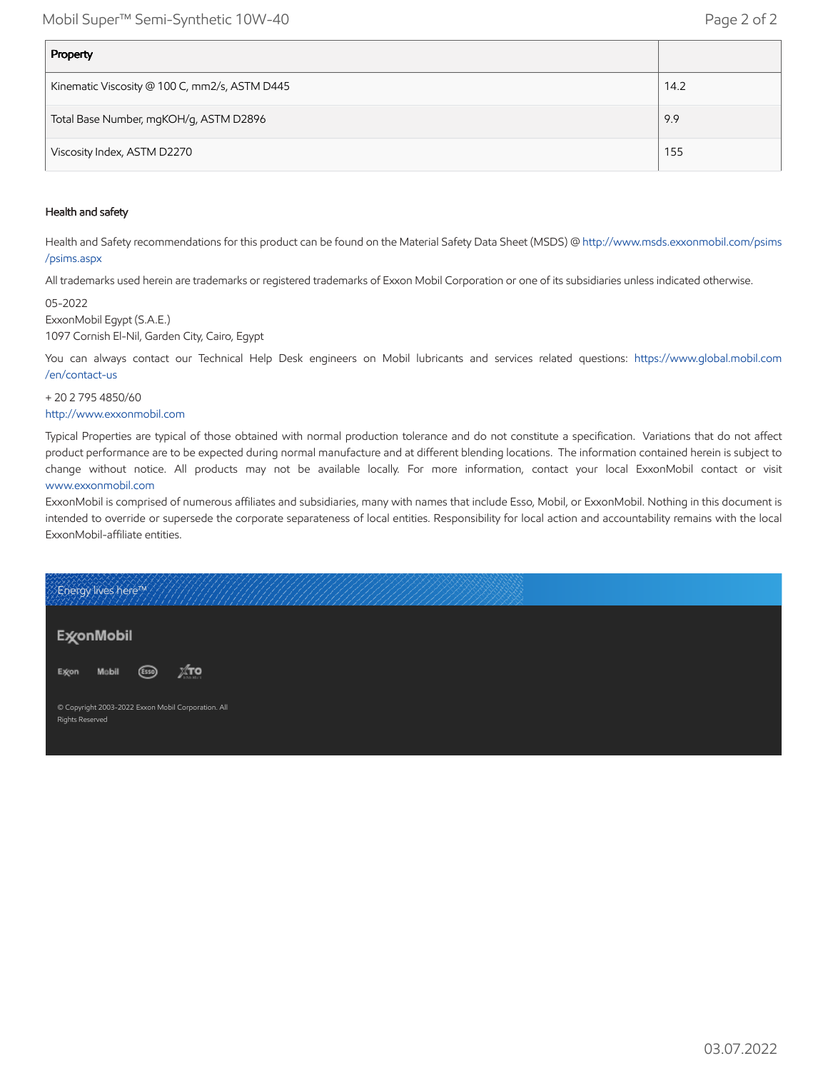| Property | |
|---|---|
| Kinematic Viscosity @ 100 C, mm2/s, ASTM D445 | 14.2 |
| Total Base Number, mgKOH/g, ASTM D2896 | 9.9 |
| Viscosity Index, ASTM D2270 | 155 |

#### Health and safety

Health and Safety recommendations for this product can be found on the Material Safety Data Sheet (MSDS) @ http://www.msds.exxonmobil.com/psims/psims.aspx

All trademarks used herein are trademarks or registered trademarks of Exxon Mobil Corporation or one of its subsidiaries unless indicated otherwise.

05-2022
ExxonMobil Egypt (S.A.E.)
1097 Cornish El-Nil, Garden City, Cairo, Egypt

You can always contact our Technical Help Desk engineers on Mobil lubricants and services related questions: https://www.global.mobil.com/en/contact-us

+ 20 2 795 4850/60
http://www.exxonmobil.com

Typical Properties are typical of those obtained with normal production tolerance and do not constitute a specification. Variations that do not affect product performance are to be expected during normal manufacture and at different blending locations. The information contained herein is subject to change without notice. All products may not be available locally. For more information, contact your local ExxonMobil contact or visit www.exxonmobil.com

ExxonMobil is comprised of numerous affiliates and subsidiaries, many with names that include Esso, Mobil, or ExxonMobil. Nothing in this document is intended to override or supersede the corporate separateness of local entities. Responsibility for local action and accountability remains with the local ExxonMobil-affiliate entities.

Energy lives here™

ExxonMobil

Exxon Mobil Esso XTO

© Copyright 2003-2022 Exxon Mobil Corporation. All Rights Reserved